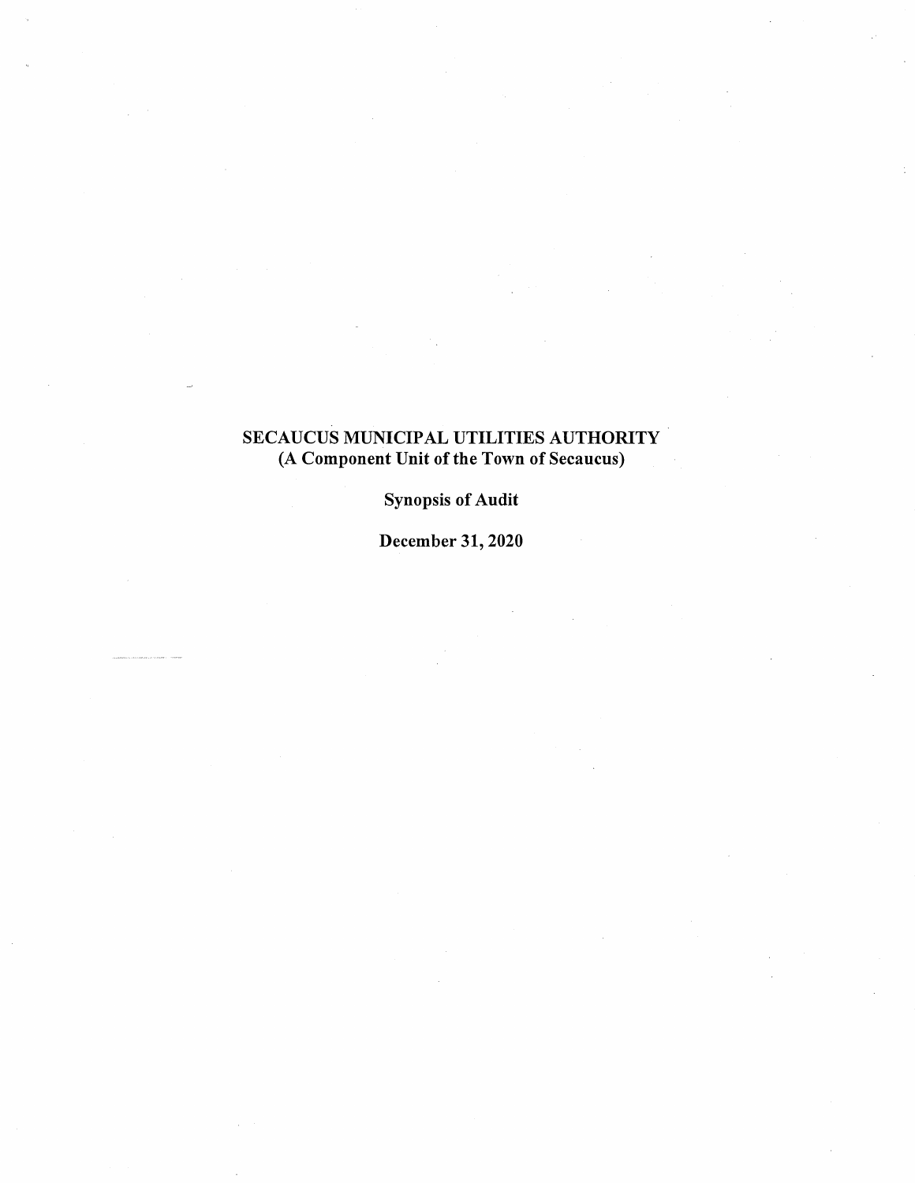# SECAUCUS MUNICIPAL UTILITIES AUTHORITY
## (A Component Unit of the Town of Secaucus)

**Synopsis of Audit**

**December 31, 2020**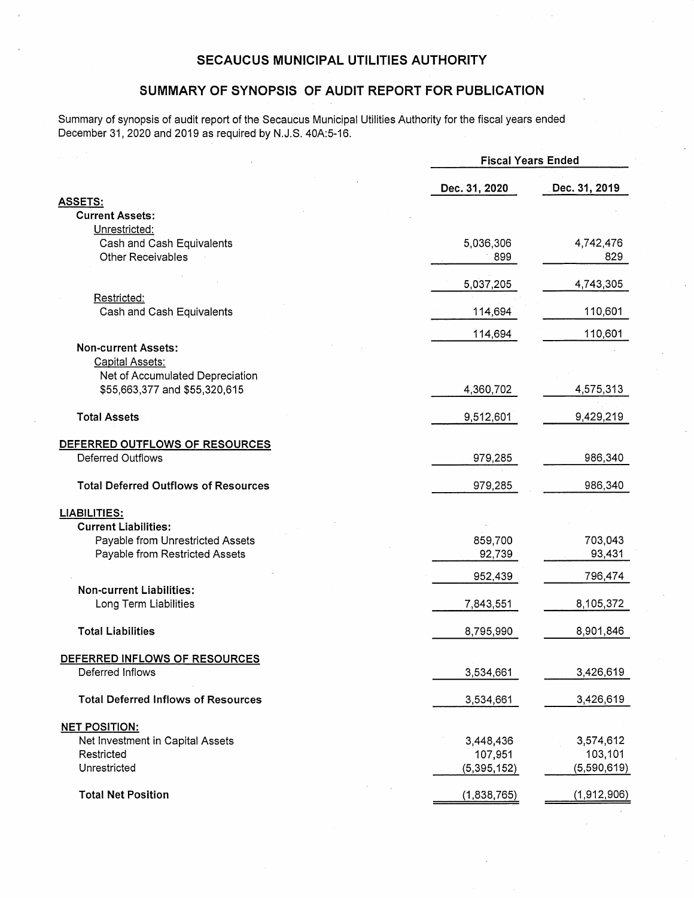# SECAUCUS MUNICIPAL UTILITIES AUTHORITY

## SUMMARY OF SYNOPSIS OF AUDIT REPORT FOR PUBLICATION

Summary of synopsis of audit report of the Secaucus Municipal Utilities Authority for the fiscal years ended December 31, 2020 and 2019 as required by N.J.S. 40A:5-16.

| | Fiscal Years Ended | |
|---|---|---|
| | Dec. 31, 2020 | Dec. 31, 2019 |
| **ASSETS:** | | |
| **Current Assets:** | | |
| Unrestricted: | | |
| Cash and Cash Equivalents | 5,036,306 | 4,742,476 |
| Other Receivables | 899 | 829 |
| | 5,037,205 | 4,743,305 |
| Restricted: | | |
| Cash and Cash Equivalents | 114,694 | 110,601 |
| | 114,694 | 110,601 |
| **Non-current Assets:** | | |
| Capital Assets: | | |
| Net of Accumulated Depreciation $55,663,377 and $55,320,615 | 4,360,702 | 4,575,313 |
| **Total Assets** | 9,512,601 | 9,429,219 |
| **DEFERRED OUTFLOWS OF RESOURCES** | | |
| Deferred Outflows | 979,285 | 986,340 |
| **Total Deferred Outflows of Resources** | 979,285 | 986,340 |
| **LIABILITIES:** | | |
| **Current Liabilities:** | | |
| Payable from Unrestricted Assets | 859,700 | 703,043 |
| Payable from Restricted Assets | 92,739 | 93,431 |
| | 952,439 | 796,474 |
| **Non-current Liabilities:** | | |
| Long Term Liabilities | 7,843,551 | 8,105,372 |
| **Total Liabilities** | 8,795,990 | 8,901,846 |
| **DEFERRED INFLOWS OF RESOURCES** | | |
| Deferred Inflows | 3,534,661 | 3,426,619 |
| **Total Deferred Inflows of Resources** | 3,534,661 | 3,426,619 |
| **NET POSITION:** | | |
| Net Investment in Capital Assets | 3,448,436 | 3,574,612 |
| Restricted | 107,951 | 103,101 |
| Unrestricted | (5,395,152) | (5,590,619) |
| **Total Net Position** | (1,838,765) | (1,912,906) |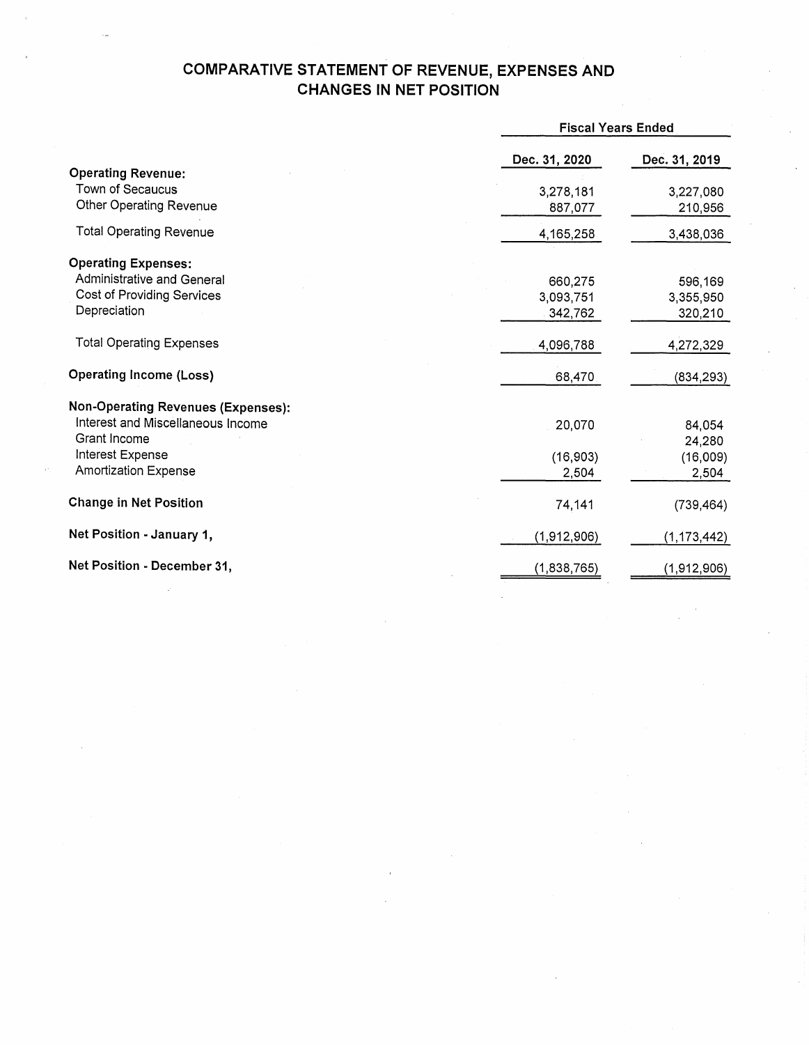# COMPARATIVE STATEMENT OF REVENUE, EXPENSES AND CHANGES IN NET POSITION

| | Fiscal Years Ended | |
|---|---|---|
| | Dec. 31, 2020 | Dec. 31, 2019 |
| **Operating Revenue:** | | |
| Town of Secaucus | 3,278,181 | 3,227,080 |
| Other Operating Revenue | 887,077 | 210,956 |
| Total Operating Revenue | 4,165,258 | 3,438,036 |
| **Operating Expenses:** | | |
| Administrative and General | 660,275 | 596,169 |
| Cost of Providing Services | 3,093,751 | 3,355,950 |
| Depreciation | 342,762 | 320,210 |
| Total Operating Expenses | 4,096,788 | 4,272,329 |
| **Operating Income (Loss)** | 68,470 | (834,293) |
| **Non-Operating Revenues (Expenses):** | | |
| Interest and Miscellaneous Income | 20,070 | 84,054 |
| Grant Income | | 24,280 |
| Interest Expense | (16,903) | (16,009) |
| Amortization Expense | 2,504 | 2,504 |
| **Change in Net Position** | 74,141 | (739,464) |
| **Net Position - January 1,** | (1,912,906) | (1,173,442) |
| **Net Position - December 31,** | (1,838,765) | (1,912,906) |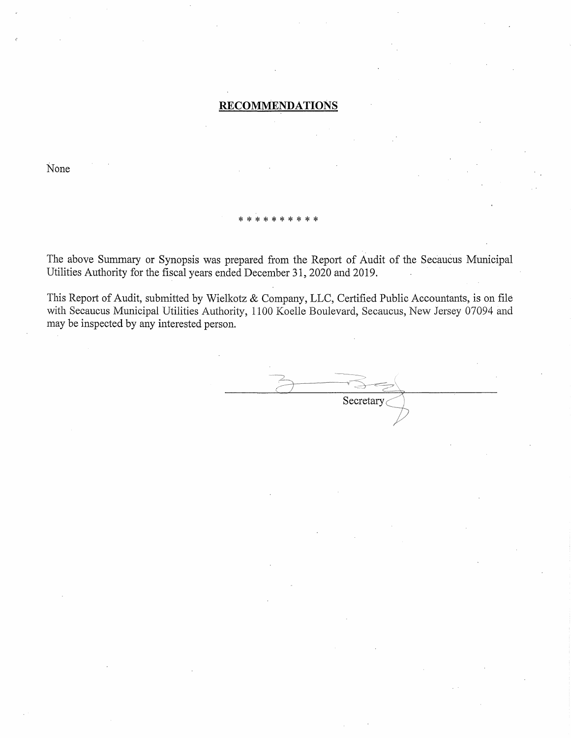## RECOMMENDATIONS

None

* * * * * * * * * *

The above Summary or Synopsis was prepared from the Report of Audit of the Secaucus Municipal Utilities Authority for the fiscal years ended December 31, 2020 and 2019.

This Report of Audit, submitted by Wielkotz & Company, LLC, Certified Public Accountants, is on file with Secaucus Municipal Utilities Authority, 1100 Koelle Boulevard, Secaucus, New Jersey 07094 and may be inspected by any interested person.

Secretary